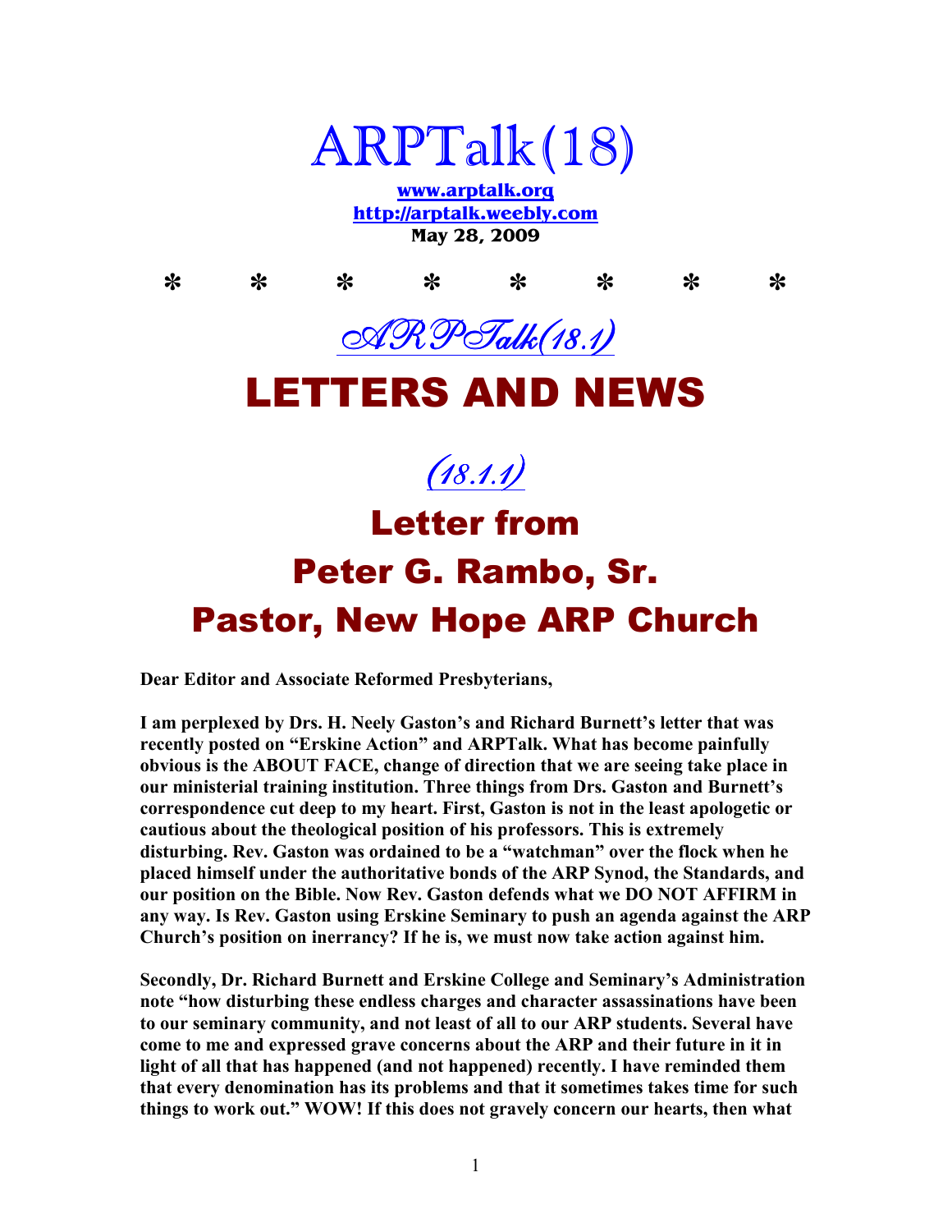# ARPTalk(18)

**www.arptalk.org**
**http://arptalk.weebly.com**
**May 28, 2009**

\* \* \* \* \* \* \* \*

## ARPTalk(18.1)

# LETTERS AND NEWS

## (18.1.1)

## Letter from Peter G. Rambo, Sr. Pastor, New Hope ARP Church

**Dear Editor and Associate Reformed Presbyterians,**

**I am perplexed by Drs. H. Neely Gaston's and Richard Burnett's letter that was recently posted on "Erskine Action" and ARPTalk. What has become painfully obvious is the ABOUT FACE, change of direction that we are seeing take place in our ministerial training institution. Three things from Drs. Gaston and Burnett's correspondence cut deep to my heart. First, Gaston is not in the least apologetic or cautious about the theological position of his professors. This is extremely disturbing. Rev. Gaston was ordained to be a "watchman" over the flock when he placed himself under the authoritative bonds of the ARP Synod, the Standards, and our position on the Bible. Now Rev. Gaston defends what we DO NOT AFFIRM in any way. Is Rev. Gaston using Erskine Seminary to push an agenda against the ARP Church's position on inerrancy? If he is, we must now take action against him.**

**Secondly, Dr. Richard Burnett and Erskine College and Seminary's Administration note "how disturbing these endless charges and character assassinations have been to our seminary community, and not least of all to our ARP students. Several have come to me and expressed grave concerns about the ARP and their future in it in light of all that has happened (and not happened) recently. I have reminded them that every denomination has its problems and that it sometimes takes time for such things to work out." WOW! If this does not gravely concern our hearts, then what**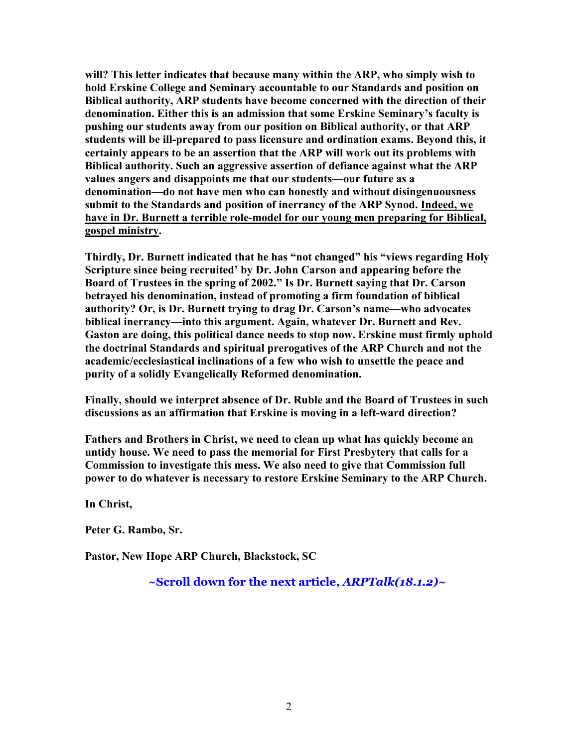**will? This letter indicates that because many within the ARP, who simply wish to hold Erskine College and Seminary accountable to our Standards and position on Biblical authority, ARP students have become concerned with the direction of their denomination. Either this is an admission that some Erskine Seminary's faculty is pushing our students away from our position on Biblical authority, or that ARP students will be ill-prepared to pass licensure and ordination exams. Beyond this, it certainly appears to be an assertion that the ARP will work out its problems with Biblical authority. Such an aggressive assertion of defiance against what the ARP values angers and disappoints me that our students—our future as a denomination—do not have men who can honestly and without disingenuousness submit to the Standards and position of inerrancy of the ARP Synod. <u>Indeed, we have in Dr. Burnett a terrible role-model for our young men preparing for Biblical, gospel ministry</u>.**

**Thirdly, Dr. Burnett indicated that he has "not changed" his "views regarding Holy Scripture since being recruited' by Dr. John Carson and appearing before the Board of Trustees in the spring of 2002." Is Dr. Burnett saying that Dr. Carson betrayed his denomination, instead of promoting a firm foundation of biblical authority? Or, is Dr. Burnett trying to drag Dr. Carson's name—who advocates biblical inerrancy—into this argument. Again, whatever Dr. Burnett and Rev. Gaston are doing, this political dance needs to stop now. Erskine must firmly uphold the doctrinal Standards and spiritual prerogatives of the ARP Church and not the academic/ecclesiastical inclinations of a few who wish to unsettle the peace and purity of a solidly Evangelically Reformed denomination.**

**Finally, should we interpret absence of Dr. Ruble and the Board of Trustees in such discussions as an affirmation that Erskine is moving in a left-ward direction?**

**Fathers and Brothers in Christ, we need to clean up what has quickly become an untidy house. We need to pass the memorial for First Presbytery that calls for a Commission to investigate this mess. We also need to give that Commission full power to do whatever is necessary to restore Erskine Seminary to the ARP Church.**

**In Christ,**

**Peter G. Rambo, Sr.**

**Pastor, New Hope ARP Church, Blackstock, SC**

**~Scroll down for the next article, *ARPTalk(18.1.2)*~**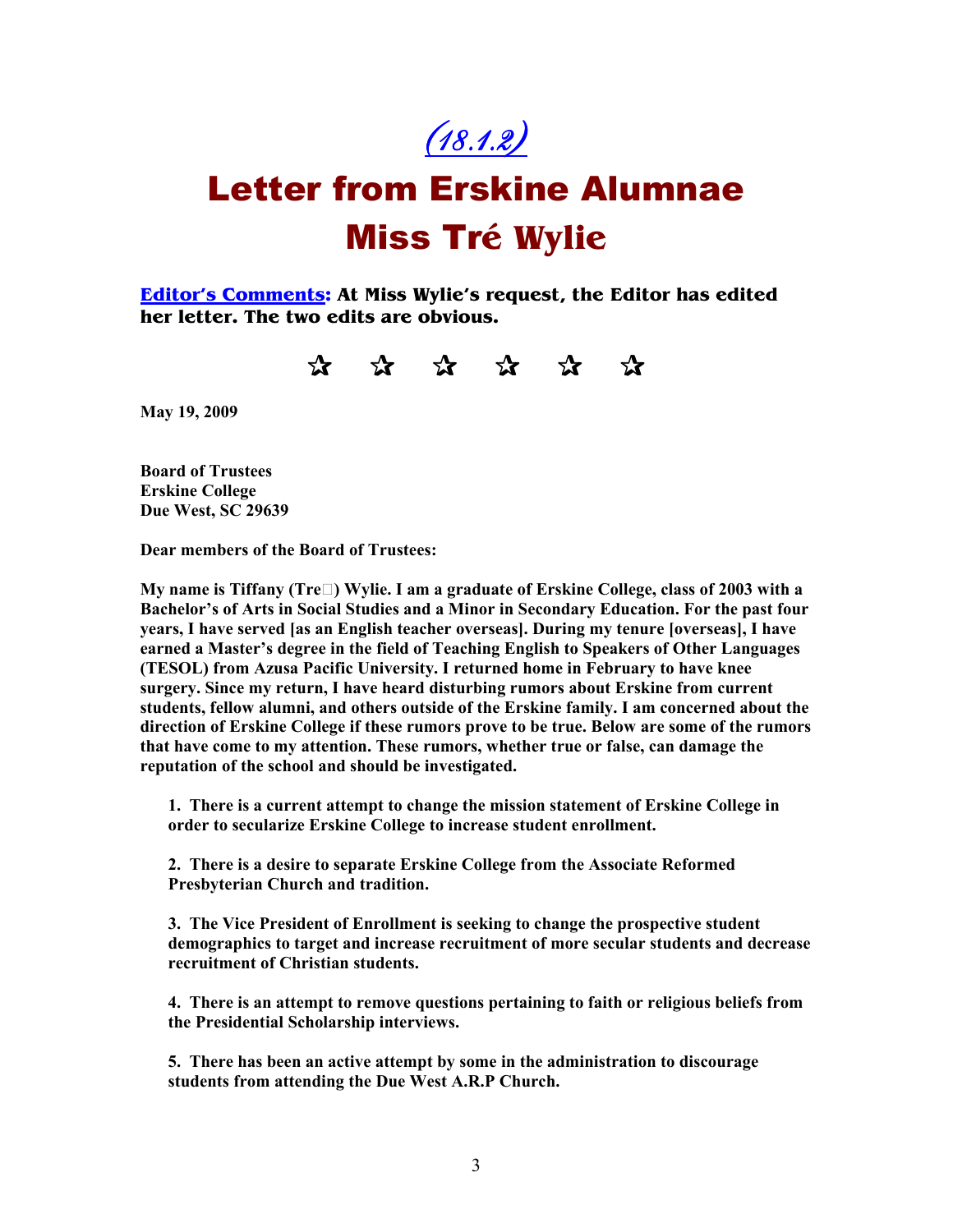# (18.1.2)

# Letter from Erskine Alumnae Miss Tré Wylie

**Editor's Comments: At Miss Wylie's request, the Editor has edited her letter. The two edits are obvious.**

✰ ✰ ✰ ✰ ✰ ✰

**May 19, 2009**

**Board of Trustees**
**Erskine College**
**Due West, SC 29639**

**Dear members of the Board of Trustees:**

**My name is Tiffany (Tre□) Wylie. I am a graduate of Erskine College, class of 2003 with a Bachelor's of Arts in Social Studies and a Minor in Secondary Education. For the past four years, I have served [as an English teacher overseas]. During my tenure [overseas], I have earned a Master's degree in the field of Teaching English to Speakers of Other Languages (TESOL) from Azusa Pacific University. I returned home in February to have knee surgery. Since my return, I have heard disturbing rumors about Erskine from current students, fellow alumni, and others outside of the Erskine family. I am concerned about the direction of Erskine College if these rumors prove to be true. Below are some of the rumors that have come to my attention. These rumors, whether true or false, can damage the reputation of the school and should be investigated.**

1. **There is a current attempt to change the mission statement of Erskine College in order to secularize Erskine College to increase student enrollment.**

2. **There is a desire to separate Erskine College from the Associate Reformed Presbyterian Church and tradition.**

3. **The Vice President of Enrollment is seeking to change the prospective student demographics to target and increase recruitment of more secular students and decrease recruitment of Christian students.**

4. **There is an attempt to remove questions pertaining to faith or religious beliefs from the Presidential Scholarship interviews.**

5. **There has been an active attempt by some in the administration to discourage students from attending the Due West A.R.P Church.**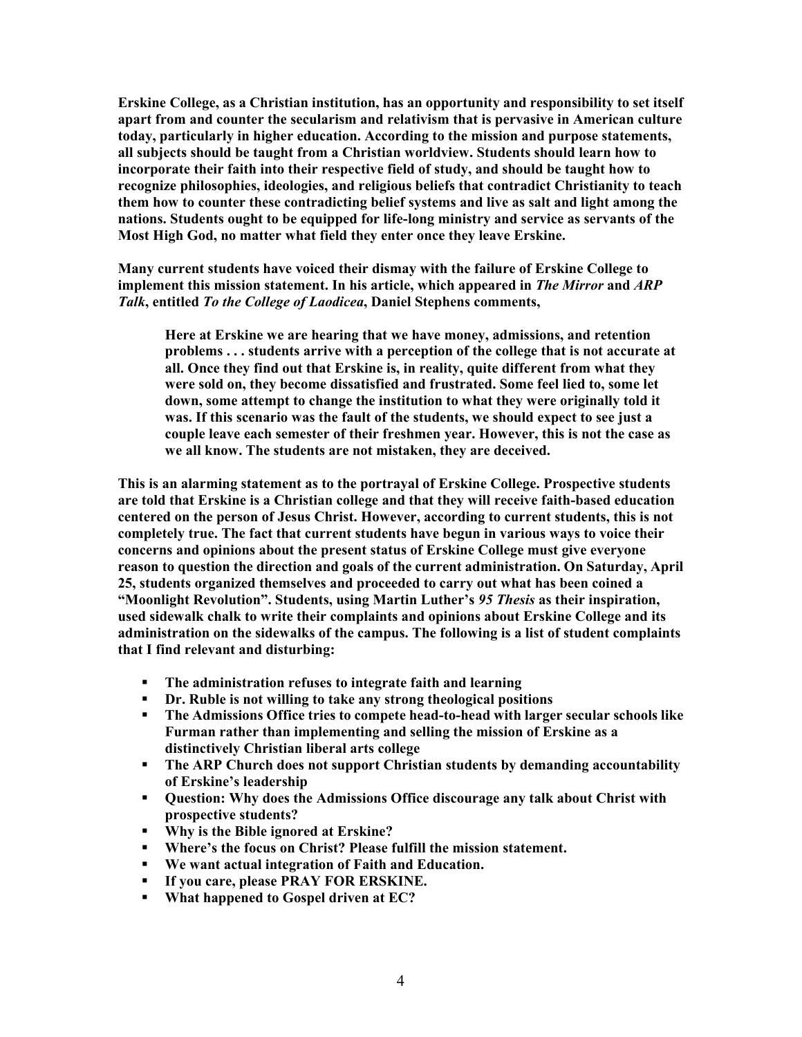**Erskine College, as a Christian institution, has an opportunity and responsibility to set itself apart from and counter the secularism and relativism that is pervasive in American culture today, particularly in higher education. According to the mission and purpose statements, all subjects should be taught from a Christian worldview. Students should learn how to incorporate their faith into their respective field of study, and should be taught how to recognize philosophies, ideologies, and religious beliefs that contradict Christianity to teach them how to counter these contradicting belief systems and live as salt and light among the nations. Students ought to be equipped for life-long ministry and service as servants of the Most High God, no matter what field they enter once they leave Erskine.**

**Many current students have voiced their dismay with the failure of Erskine College to implement this mission statement. In his article, which appeared in *The Mirror* and *ARP Talk*, entitled *To the College of Laodicea*, Daniel Stephens comments,**

> **Here at Erskine we are hearing that we have money, admissions, and retention problems . . . students arrive with a perception of the college that is not accurate at all. Once they find out that Erskine is, in reality, quite different from what they were sold on, they become dissatisfied and frustrated. Some feel lied to, some let down, some attempt to change the institution to what they were originally told it was. If this scenario was the fault of the students, we should expect to see just a couple leave each semester of their freshmen year. However, this is not the case as we all know. The students are not mistaken, they are deceived.**

**This is an alarming statement as to the portrayal of Erskine College. Prospective students are told that Erskine is a Christian college and that they will receive faith-based education centered on the person of Jesus Christ. However, according to current students, this is not completely true. The fact that current students have begun in various ways to voice their concerns and opinions about the present status of Erskine College must give everyone reason to question the direction and goals of the current administration. On Saturday, April 25, students organized themselves and proceeded to carry out what has been coined a "Moonlight Revolution". Students, using Martin Luther's *95 Thesis* as their inspiration, used sidewalk chalk to write their complaints and opinions about Erskine College and its administration on the sidewalks of the campus. The following is a list of student complaints that I find relevant and disturbing:**

- **The administration refuses to integrate faith and learning**
- **Dr. Ruble is not willing to take any strong theological positions**
- **The Admissions Office tries to compete head-to-head with larger secular schools like Furman rather than implementing and selling the mission of Erskine as a distinctively Christian liberal arts college**
- **The ARP Church does not support Christian students by demanding accountability of Erskine's leadership**
- **Question: Why does the Admissions Office discourage any talk about Christ with prospective students?**
- **Why is the Bible ignored at Erskine?**
- **Where's the focus on Christ? Please fulfill the mission statement.**
- **We want actual integration of Faith and Education.**
- **If you care, please PRAY FOR ERSKINE.**
- **What happened to Gospel driven at EC?**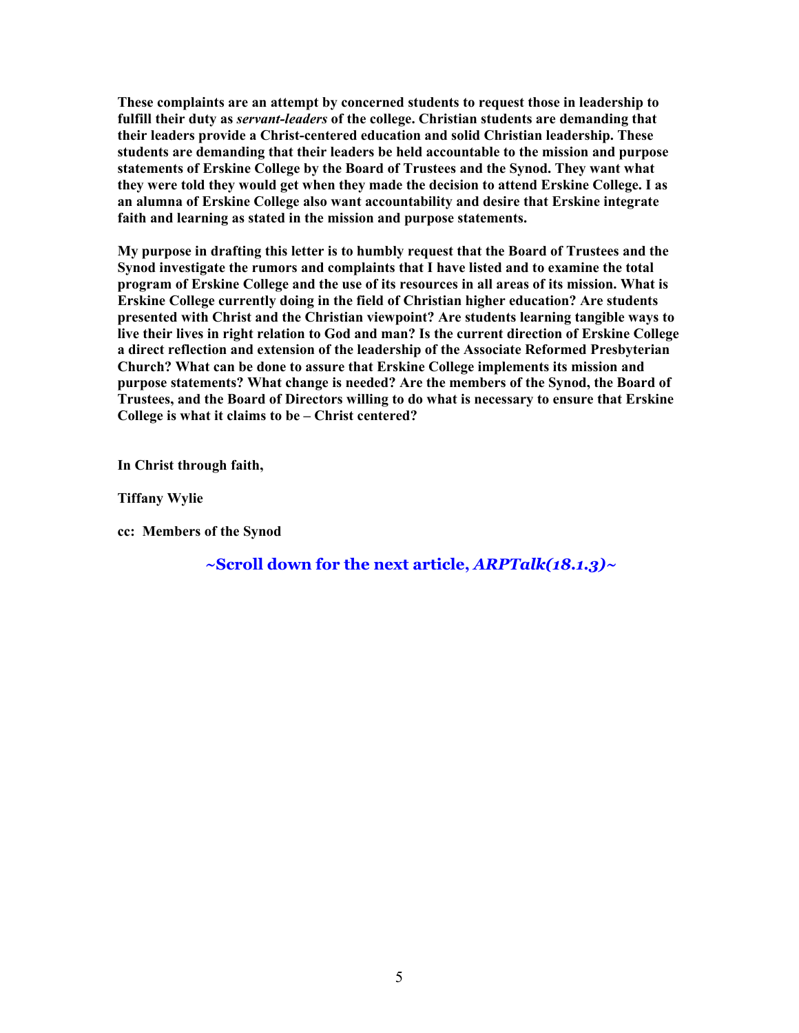**These complaints are an attempt by concerned students to request those in leadership to fulfill their duty as *servant-leaders* of the college. Christian students are demanding that their leaders provide a Christ-centered education and solid Christian leadership. These students are demanding that their leaders be held accountable to the mission and purpose statements of Erskine College by the Board of Trustees and the Synod. They want what they were told they would get when they made the decision to attend Erskine College. I as an alumna of Erskine College also want accountability and desire that Erskine integrate faith and learning as stated in the mission and purpose statements.**

**My purpose in drafting this letter is to humbly request that the Board of Trustees and the Synod investigate the rumors and complaints that I have listed and to examine the total program of Erskine College and the use of its resources in all areas of its mission. What is Erskine College currently doing in the field of Christian higher education? Are students presented with Christ and the Christian viewpoint? Are students learning tangible ways to live their lives in right relation to God and man? Is the current direction of Erskine College a direct reflection and extension of the leadership of the Associate Reformed Presbyterian Church? What can be done to assure that Erskine College implements its mission and purpose statements? What change is needed? Are the members of the Synod, the Board of Trustees, and the Board of Directors willing to do what is necessary to ensure that Erskine College is what it claims to be – Christ centered?**

**In Christ through faith,**

**Tiffany Wylie**

**cc: Members of the Synod**

**~Scroll down for the next article, *ARPTalk(18.1.3)*~**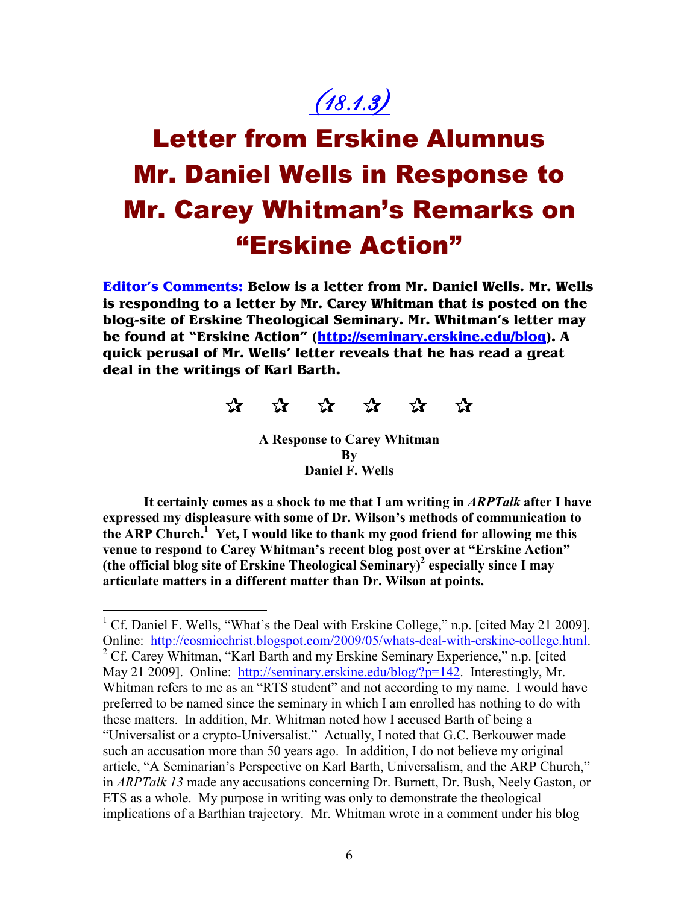(18.1.3)

# Letter from Erskine Alumnus Mr. Daniel Wells in Response to Mr. Carey Whitman's Remarks on "Erskine Action"

**Editor's Comments: Below is a letter from Mr. Daniel Wells. Mr. Wells is responding to a letter by Mr. Carey Whitman that is posted on the blog-site of Erskine Theological Seminary. Mr. Whitman's letter may be found at "Erskine Action" (http://seminary.erskine.edu/blog). A quick perusal of Mr. Wells' letter reveals that he has read a great deal in the writings of Karl Barth.**

☆ ☆ ☆ ☆ ☆ ☆

**A Response to Carey Whitman**
**By**
**Daniel F. Wells**

**It certainly comes as a shock to me that I am writing in *ARPTalk* after I have expressed my displeasure with some of Dr. Wilson's methods of communication to the ARP Church.[1] Yet, I would like to thank my good friend for allowing me this venue to respond to Carey Whitman's recent blog post over at "Erskine Action" (the official blog site of Erskine Theological Seminary)[2] especially since I may articulate matters in a different matter than Dr. Wilson at points.**

---

[1] Cf. Daniel F. Wells, "What's the Deal with Erskine College," n.p. [cited May 21 2009]. Online: http://cosmicchrist.blogspot.com/2009/05/whats-deal-with-erskine-college.html.

[2] Cf. Carey Whitman, "Karl Barth and my Erskine Seminary Experience," n.p. [cited May 21 2009]. Online: http://seminary.erskine.edu/blog/?p=142. Interestingly, Mr. Whitman refers to me as an "RTS student" and not according to my name. I would have preferred to be named since the seminary in which I am enrolled has nothing to do with these matters. In addition, Mr. Whitman noted how I accused Barth of being a "Universalist or a crypto-Universalist." Actually, I noted that G.C. Berkouwer made such an accusation more than 50 years ago. In addition, I do not believe my original article, "A Seminarian's Perspective on Karl Barth, Universalism, and the ARP Church," in *ARPTalk 13* made any accusations concerning Dr. Burnett, Dr. Bush, Neely Gaston, or ETS as a whole. My purpose in writing was only to demonstrate the theological implications of a Barthian trajectory. Mr. Whitman wrote in a comment under his blog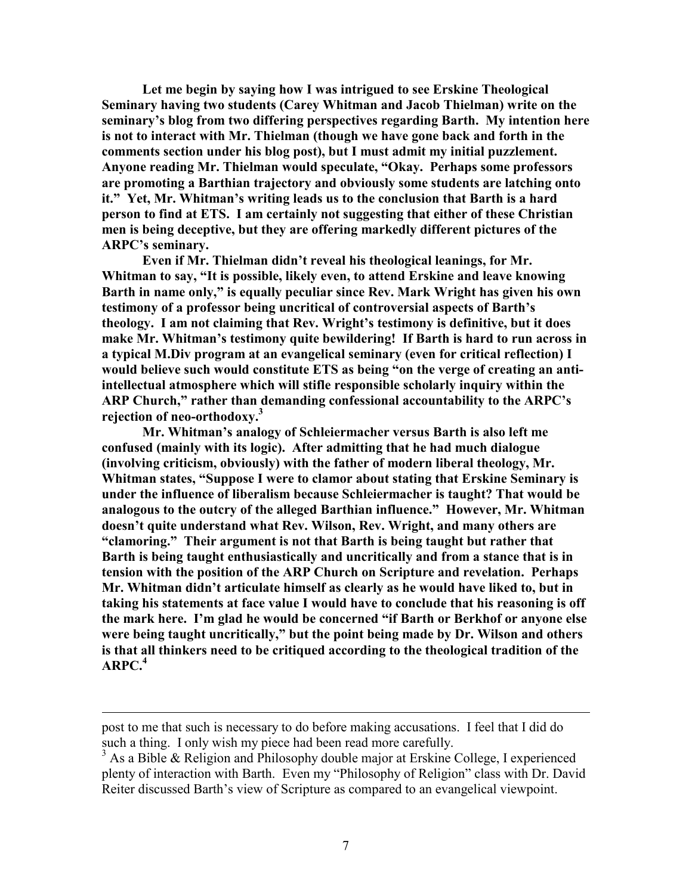**Let me begin by saying how I was intrigued to see Erskine Theological Seminary having two students (Carey Whitman and Jacob Thielman) write on the seminary's blog from two differing perspectives regarding Barth. My intention here is not to interact with Mr. Thielman (though we have gone back and forth in the comments section under his blog post), but I must admit my initial puzzlement. Anyone reading Mr. Thielman would speculate, "Okay. Perhaps some professors are promoting a Barthian trajectory and obviously some students are latching onto it." Yet, Mr. Whitman's writing leads us to the conclusion that Barth is a hard person to find at ETS. I am certainly not suggesting that either of these Christian men is being deceptive, but they are offering markedly different pictures of the ARPC's seminary.**

**Even if Mr. Thielman didn't reveal his theological leanings, for Mr. Whitman to say, "It is possible, likely even, to attend Erskine and leave knowing Barth in name only," is equally peculiar since Rev. Mark Wright has given his own testimony of a professor being uncritical of controversial aspects of Barth's theology. I am not claiming that Rev. Wright's testimony is definitive, but it does make Mr. Whitman's testimony quite bewildering! If Barth is hard to run across in a typical M.Div program at an evangelical seminary (even for critical reflection) I would believe such would constitute ETS as being "on the verge of creating an anti-intellectual atmosphere which will stifle responsible scholarly inquiry within the ARP Church," rather than demanding confessional accountability to the ARPC's rejection of neo-orthodoxy.[3]**

**Mr. Whitman's analogy of Schleiermacher versus Barth is also left me confused (mainly with its logic). After admitting that he had much dialogue (involving criticism, obviously) with the father of modern liberal theology, Mr. Whitman states, "Suppose I were to clamor about stating that Erskine Seminary is under the influence of liberalism because Schleiermacher is taught? That would be analogous to the outcry of the alleged Barthian influence." However, Mr. Whitman doesn't quite understand what Rev. Wilson, Rev. Wright, and many others are "clamoring." Their argument is not that Barth is being taught but rather that Barth is being taught enthusiastically and uncritically and from a stance that is in tension with the position of the ARP Church on Scripture and revelation. Perhaps Mr. Whitman didn't articulate himself as clearly as he would have liked to, but in taking his statements at face value I would have to conclude that his reasoning is off the mark here. I'm glad he would be concerned "if Barth or Berkhof or anyone else were being taught uncritically," but the point being made by Dr. Wilson and others is that all thinkers need to be critiqued according to the theological tradition of the ARPC.[4]**

---

post to me that such is necessary to do before making accusations. I feel that I did do such a thing. I only wish my piece had been read more carefully.

[3] As a Bible & Religion and Philosophy double major at Erskine College, I experienced plenty of interaction with Barth. Even my "Philosophy of Religion" class with Dr. David Reiter discussed Barth's view of Scripture as compared to an evangelical viewpoint.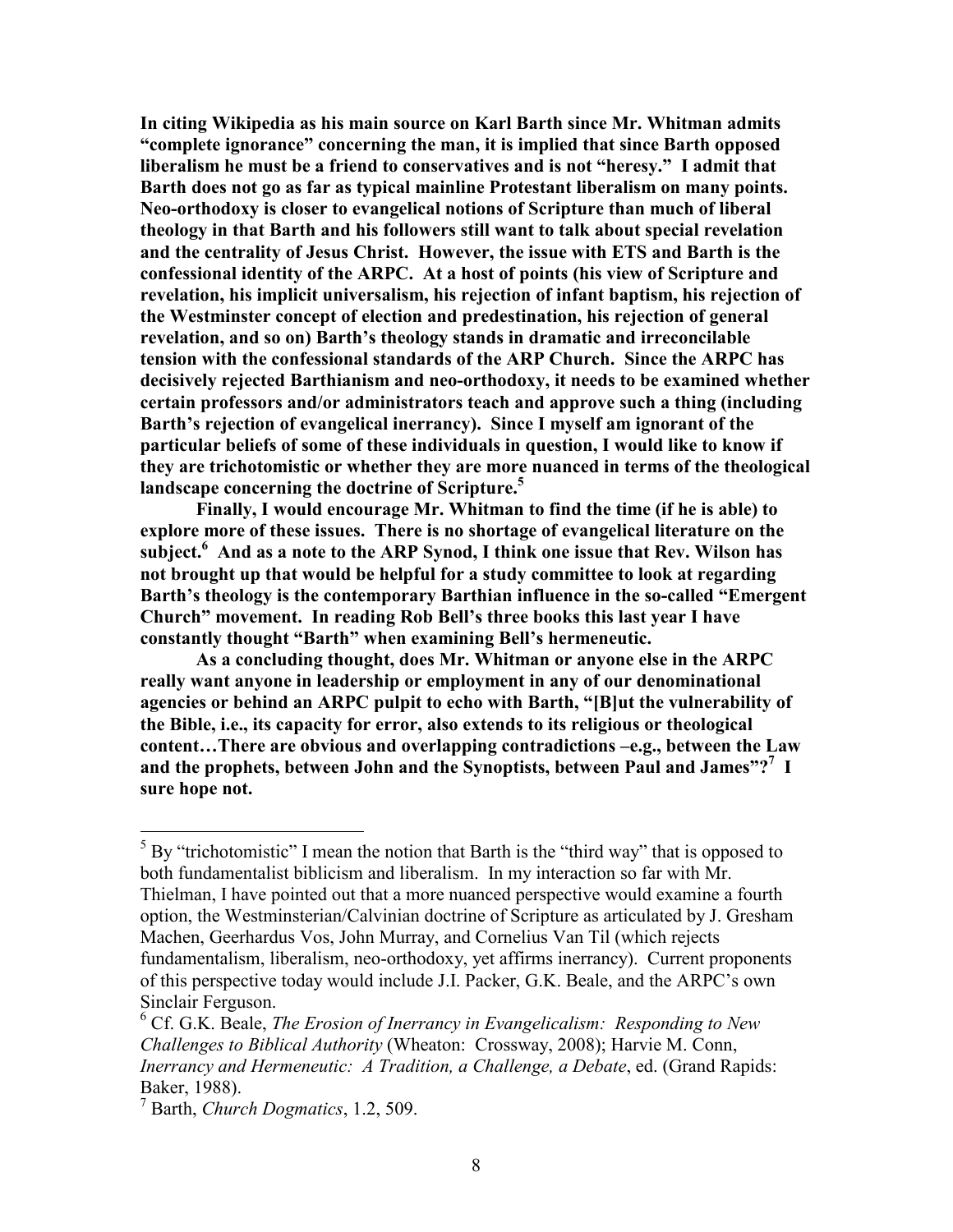**In citing Wikipedia as his main source on Karl Barth since Mr. Whitman admits "complete ignorance" concerning the man, it is implied that since Barth opposed liberalism he must be a friend to conservatives and is not "heresy." I admit that Barth does not go as far as typical mainline Protestant liberalism on many points. Neo-orthodoxy is closer to evangelical notions of Scripture than much of liberal theology in that Barth and his followers still want to talk about special revelation and the centrality of Jesus Christ. However, the issue with ETS and Barth is the confessional identity of the ARPC. At a host of points (his view of Scripture and revelation, his implicit universalism, his rejection of infant baptism, his rejection of the Westminster concept of election and predestination, his rejection of general revelation, and so on) Barth's theology stands in dramatic and irreconcilable tension with the confessional standards of the ARP Church. Since the ARPC has decisively rejected Barthianism and neo-orthodoxy, it needs to be examined whether certain professors and/or administrators teach and approve such a thing (including Barth's rejection of evangelical inerrancy). Since I myself am ignorant of the particular beliefs of some of these individuals in question, I would like to know if they are trichotomistic or whether they are more nuanced in terms of the theological landscape concerning the doctrine of Scripture.[5]**

**Finally, I would encourage Mr. Whitman to find the time (if he is able) to explore more of these issues. There is no shortage of evangelical literature on the subject.[6] And as a note to the ARP Synod, I think one issue that Rev. Wilson has not brought up that would be helpful for a study committee to look at regarding Barth's theology is the contemporary Barthian influence in the so-called "Emergent Church" movement. In reading Rob Bell's three books this last year I have constantly thought "Barth" when examining Bell's hermeneutic.**

**As a concluding thought, does Mr. Whitman or anyone else in the ARPC really want anyone in leadership or employment in any of our denominational agencies or behind an ARPC pulpit to echo with Barth, "[B]ut the vulnerability of the Bible, i.e., its capacity for error, also extends to its religious or theological content…There are obvious and overlapping contradictions –e.g., between the Law and the prophets, between John and the Synoptists, between Paul and James"?[7] I sure hope not.**

---

[5] By "trichotomistic" I mean the notion that Barth is the "third way" that is opposed to both fundamentalist biblicism and liberalism. In my interaction so far with Mr. Thielman, I have pointed out that a more nuanced perspective would examine a fourth option, the Westminsterian/Calvinian doctrine of Scripture as articulated by J. Gresham Machen, Geerhardus Vos, John Murray, and Cornelius Van Til (which rejects fundamentalism, liberalism, neo-orthodoxy, yet affirms inerrancy). Current proponents of this perspective today would include J.I. Packer, G.K. Beale, and the ARPC's own Sinclair Ferguson.

[6] Cf. G.K. Beale, *The Erosion of Inerrancy in Evangelicalism: Responding to New Challenges to Biblical Authority* (Wheaton: Crossway, 2008); Harvie M. Conn, *Inerrancy and Hermeneutic: A Tradition, a Challenge, a Debate*, ed. (Grand Rapids: Baker, 1988).

[7] Barth, *Church Dogmatics*, 1.2, 509.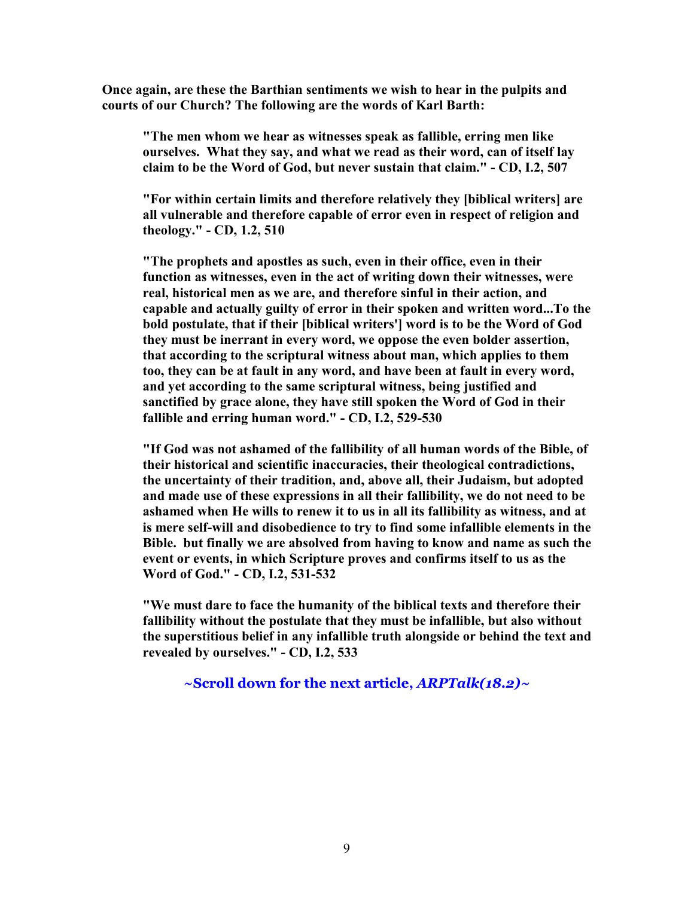**Once again, are these the Barthian sentiments we wish to hear in the pulpits and courts of our Church? The following are the words of Karl Barth:**

> **"The men whom we hear as witnesses speak as fallible, erring men like ourselves. What they say, and what we read as their word, can of itself lay claim to be the Word of God, but never sustain that claim." - CD, I.2, 507**
>
> **"For within certain limits and therefore relatively they [biblical writers] are all vulnerable and therefore capable of error even in respect of religion and theology." - CD, 1.2, 510**
>
> **"The prophets and apostles as such, even in their office, even in their function as witnesses, even in the act of writing down their witnesses, were real, historical men as we are, and therefore sinful in their action, and capable and actually guilty of error in their spoken and written word...To the bold postulate, that if their [biblical writers'] word is to be the Word of God they must be inerrant in every word, we oppose the even bolder assertion, that according to the scriptural witness about man, which applies to them too, they can be at fault in any word, and have been at fault in every word, and yet according to the same scriptural witness, being justified and sanctified by grace alone, they have still spoken the Word of God in their fallible and erring human word." - CD, I.2, 529-530**
>
> **"If God was not ashamed of the fallibility of all human words of the Bible, of their historical and scientific inaccuracies, their theological contradictions, the uncertainty of their tradition, and, above all, their Judaism, but adopted and made use of these expressions in all their fallibility, we do not need to be ashamed when He wills to renew it to us in all its fallibility as witness, and at is mere self-will and disobedience to try to find some infallible elements in the Bible. but finally we are absolved from having to know and name as such the event or events, in which Scripture proves and confirms itself to us as the Word of God." - CD, I.2, 531-532**
>
> **"We must dare to face the humanity of the biblical texts and therefore their fallibility without the postulate that they must be infallible, but also without the superstitious belief in any infallible truth alongside or behind the text and revealed by ourselves." - CD, I.2, 533**

**~Scroll down for the next article, *ARPTalk(18.2)*~**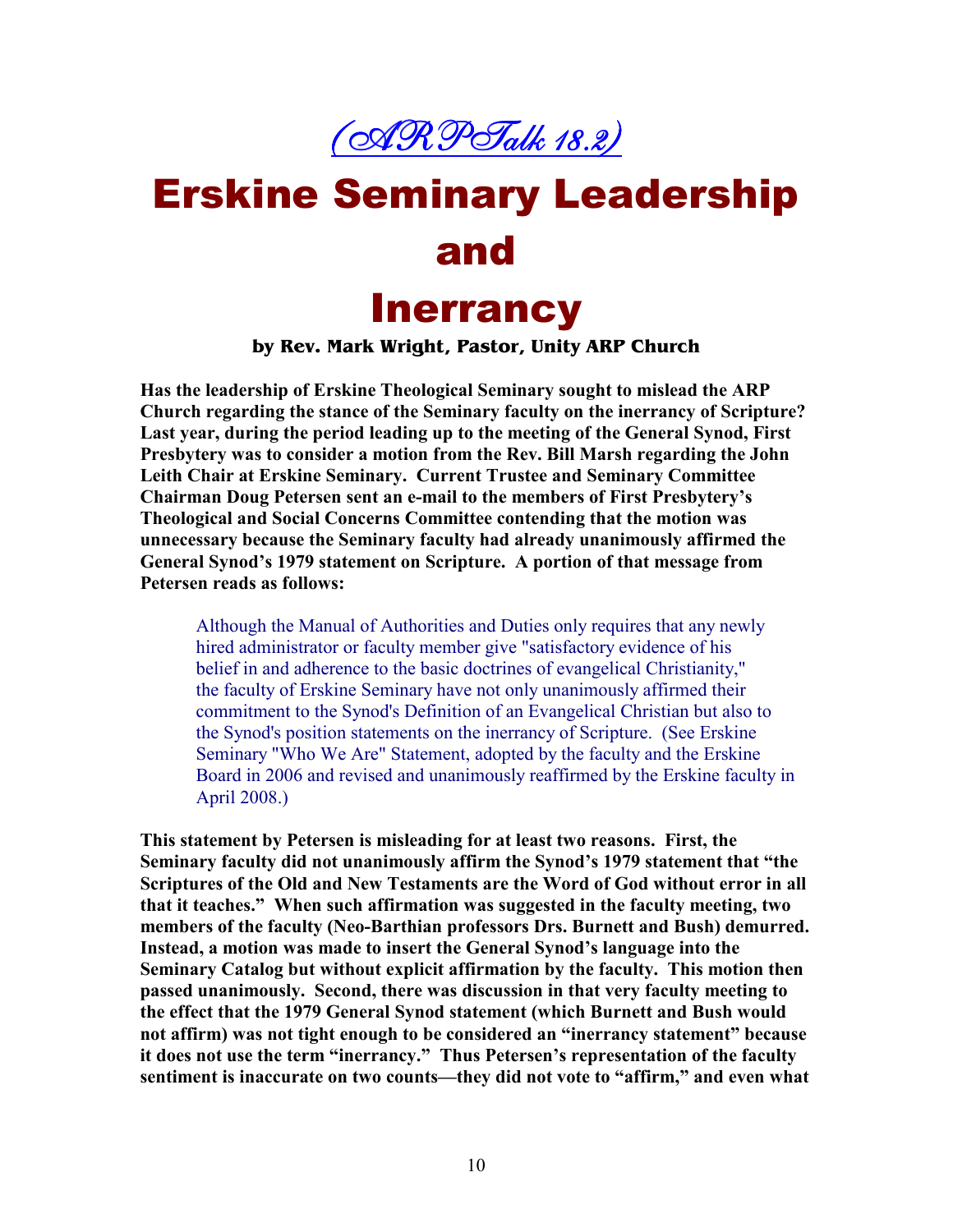*(ARPTalk 18.2)*

# Erskine Seminary Leadership and Inerrancy

**by Rev. Mark Wright, Pastor, Unity ARP Church**

**Has the leadership of Erskine Theological Seminary sought to mislead the ARP Church regarding the stance of the Seminary faculty on the inerrancy of Scripture? Last year, during the period leading up to the meeting of the General Synod, First Presbytery was to consider a motion from the Rev. Bill Marsh regarding the John Leith Chair at Erskine Seminary. Current Trustee and Seminary Committee Chairman Doug Petersen sent an e-mail to the members of First Presbytery's Theological and Social Concerns Committee contending that the motion was unnecessary because the Seminary faculty had already unanimously affirmed the General Synod's 1979 statement on Scripture. A portion of that message from Petersen reads as follows:**

> Although the Manual of Authorities and Duties only requires that any newly hired administrator or faculty member give "satisfactory evidence of his belief in and adherence to the basic doctrines of evangelical Christianity," the faculty of Erskine Seminary have not only unanimously affirmed their commitment to the Synod's Definition of an Evangelical Christian but also to the Synod's position statements on the inerrancy of Scripture. (See Erskine Seminary "Who We Are" Statement, adopted by the faculty and the Erskine Board in 2006 and revised and unanimously reaffirmed by the Erskine faculty in April 2008.)

**This statement by Petersen is misleading for at least two reasons. First, the Seminary faculty did not unanimously affirm the Synod's 1979 statement that "the Scriptures of the Old and New Testaments are the Word of God without error in all that it teaches." When such affirmation was suggested in the faculty meeting, two members of the faculty (Neo-Barthian professors Drs. Burnett and Bush) demurred. Instead, a motion was made to insert the General Synod's language into the Seminary Catalog but without explicit affirmation by the faculty. This motion then passed unanimously. Second, there was discussion in that very faculty meeting to the effect that the 1979 General Synod statement (which Burnett and Bush would not affirm) was not tight enough to be considered an "inerrancy statement" because it does not use the term "inerrancy." Thus Petersen's representation of the faculty sentiment is inaccurate on two counts—they did not vote to "affirm," and even what**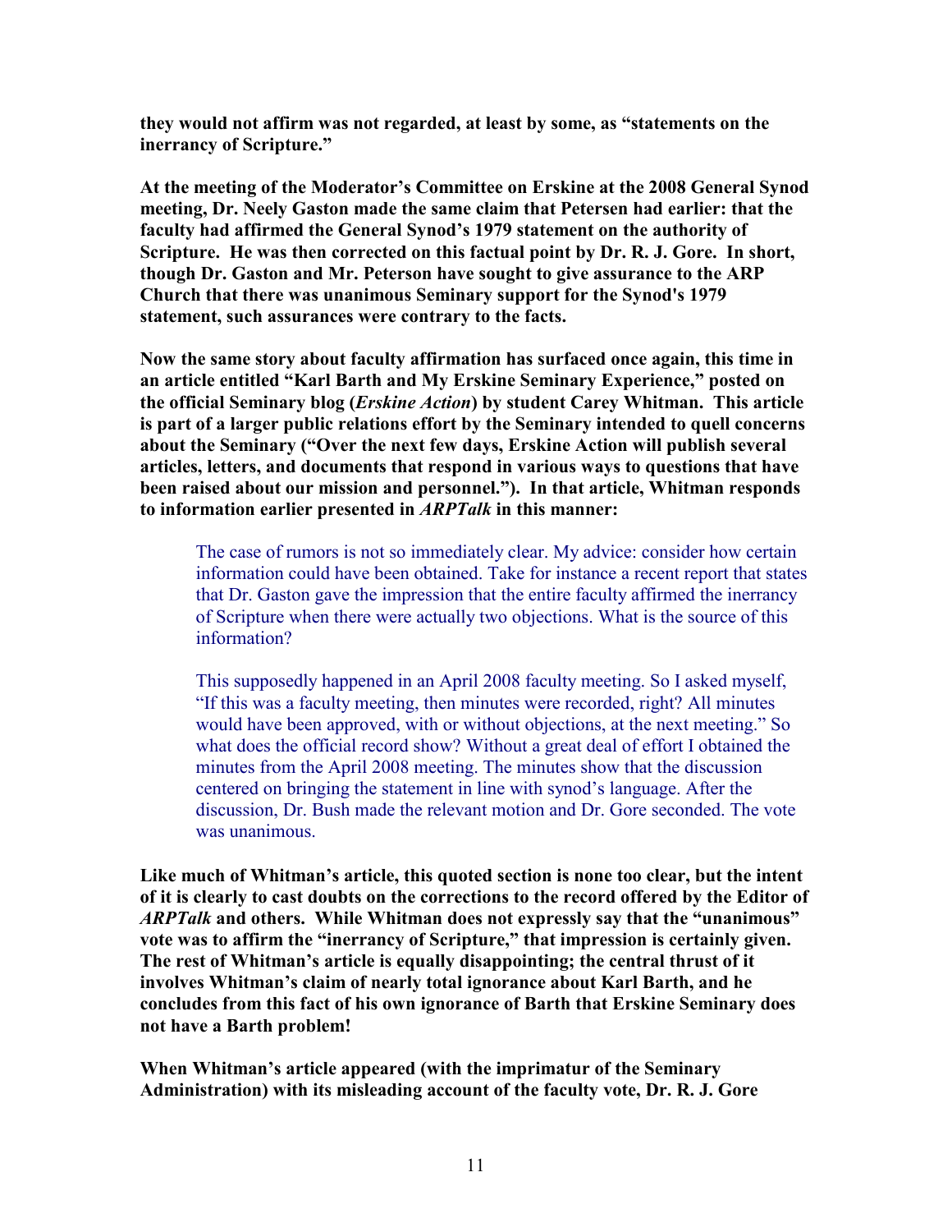**they would not affirm was not regarded, at least by some, as "statements on the inerrancy of Scripture."**

**At the meeting of the Moderator's Committee on Erskine at the 2008 General Synod meeting, Dr. Neely Gaston made the same claim that Petersen had earlier: that the faculty had affirmed the General Synod's 1979 statement on the authority of Scripture. He was then corrected on this factual point by Dr. R. J. Gore. In short, though Dr. Gaston and Mr. Peterson have sought to give assurance to the ARP Church that there was unanimous Seminary support for the Synod's 1979 statement, such assurances were contrary to the facts.**

**Now the same story about faculty affirmation has surfaced once again, this time in an article entitled "Karl Barth and My Erskine Seminary Experience," posted on the official Seminary blog (*Erskine Action*) by student Carey Whitman. This article is part of a larger public relations effort by the Seminary intended to quell concerns about the Seminary ("Over the next few days, Erskine Action will publish several articles, letters, and documents that respond in various ways to questions that have been raised about our mission and personnel."). In that article, Whitman responds to information earlier presented in *ARPTalk* in this manner:**

> The case of rumors is not so immediately clear. My advice: consider how certain information could have been obtained. Take for instance a recent report that states that Dr. Gaston gave the impression that the entire faculty affirmed the inerrancy of Scripture when there were actually two objections. What is the source of this information?
>
> This supposedly happened in an April 2008 faculty meeting. So I asked myself, "If this was a faculty meeting, then minutes were recorded, right? All minutes would have been approved, with or without objections, at the next meeting." So what does the official record show? Without a great deal of effort I obtained the minutes from the April 2008 meeting. The minutes show that the discussion centered on bringing the statement in line with synod's language. After the discussion, Dr. Bush made the relevant motion and Dr. Gore seconded. The vote was unanimous.

**Like much of Whitman's article, this quoted section is none too clear, but the intent of it is clearly to cast doubts on the corrections to the record offered by the Editor of *ARPTalk* and others. While Whitman does not expressly say that the "unanimous" vote was to affirm the "inerrancy of Scripture," that impression is certainly given. The rest of Whitman's article is equally disappointing; the central thrust of it involves Whitman's claim of nearly total ignorance about Karl Barth, and he concludes from this fact of his own ignorance of Barth that Erskine Seminary does not have a Barth problem!**

**When Whitman's article appeared (with the imprimatur of the Seminary Administration) with its misleading account of the faculty vote, Dr. R. J. Gore**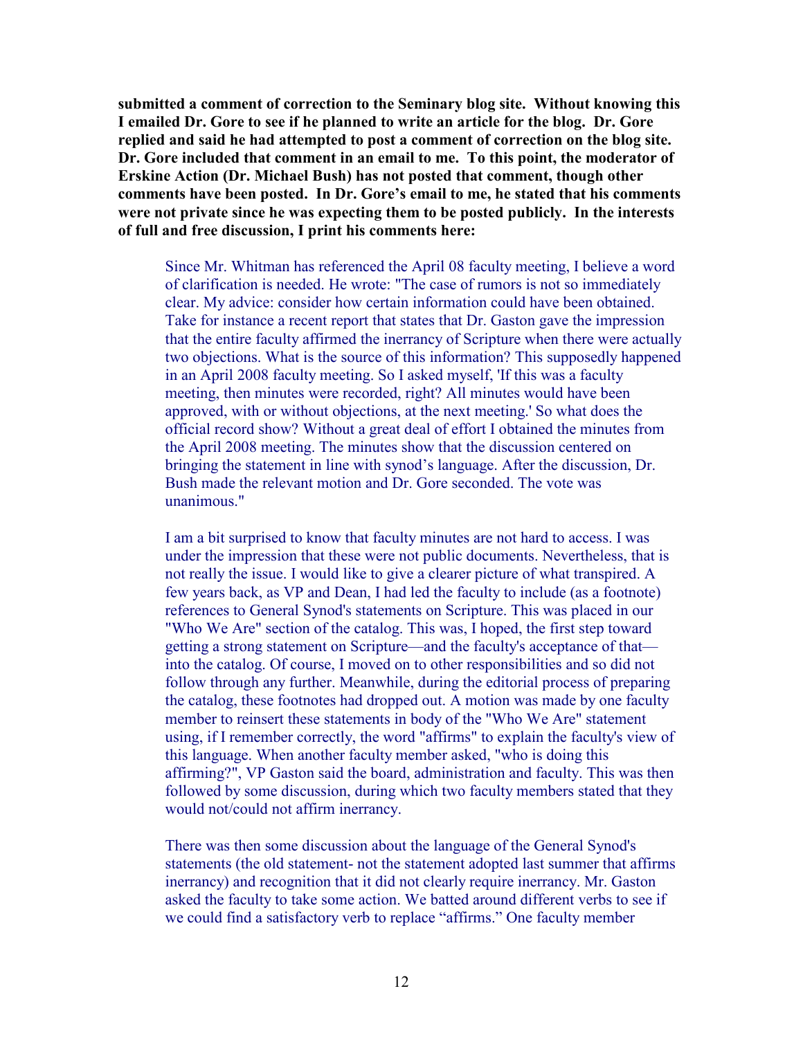**submitted a comment of correction to the Seminary blog site. Without knowing this I emailed Dr. Gore to see if he planned to write an article for the blog. Dr. Gore replied and said he had attempted to post a comment of correction on the blog site. Dr. Gore included that comment in an email to me. To this point, the moderator of Erskine Action (Dr. Michael Bush) has not posted that comment, though other comments have been posted. In Dr. Gore's email to me, he stated that his comments were not private since he was expecting them to be posted publicly. In the interests of full and free discussion, I print his comments here:**

> Since Mr. Whitman has referenced the April 08 faculty meeting, I believe a word of clarification is needed. He wrote: "The case of rumors is not so immediately clear. My advice: consider how certain information could have been obtained. Take for instance a recent report that states that Dr. Gaston gave the impression that the entire faculty affirmed the inerrancy of Scripture when there were actually two objections. What is the source of this information? This supposedly happened in an April 2008 faculty meeting. So I asked myself, 'If this was a faculty meeting, then minutes were recorded, right? All minutes would have been approved, with or without objections, at the next meeting.' So what does the official record show? Without a great deal of effort I obtained the minutes from the April 2008 meeting. The minutes show that the discussion centered on bringing the statement in line with synod's language. After the discussion, Dr. Bush made the relevant motion and Dr. Gore seconded. The vote was unanimous."
>
> I am a bit surprised to know that faculty minutes are not hard to access. I was under the impression that these were not public documents. Nevertheless, that is not really the issue. I would like to give a clearer picture of what transpired. A few years back, as VP and Dean, I had led the faculty to include (as a footnote) references to General Synod's statements on Scripture. This was placed in our "Who We Are" section of the catalog. This was, I hoped, the first step toward getting a strong statement on Scripture—and the faculty's acceptance of that—into the catalog. Of course, I moved on to other responsibilities and so did not follow through any further. Meanwhile, during the editorial process of preparing the catalog, these footnotes had dropped out. A motion was made by one faculty member to reinsert these statements in body of the "Who We Are" statement using, if I remember correctly, the word "affirms" to explain the faculty's view of this language. When another faculty member asked, "who is doing this affirming?", VP Gaston said the board, administration and faculty. This was then followed by some discussion, during which two faculty members stated that they would not/could not affirm inerrancy.
>
> There was then some discussion about the language of the General Synod's statements (the old statement- not the statement adopted last summer that affirms inerrancy) and recognition that it did not clearly require inerrancy. Mr. Gaston asked the faculty to take some action. We batted around different verbs to see if we could find a satisfactory verb to replace "affirms." One faculty member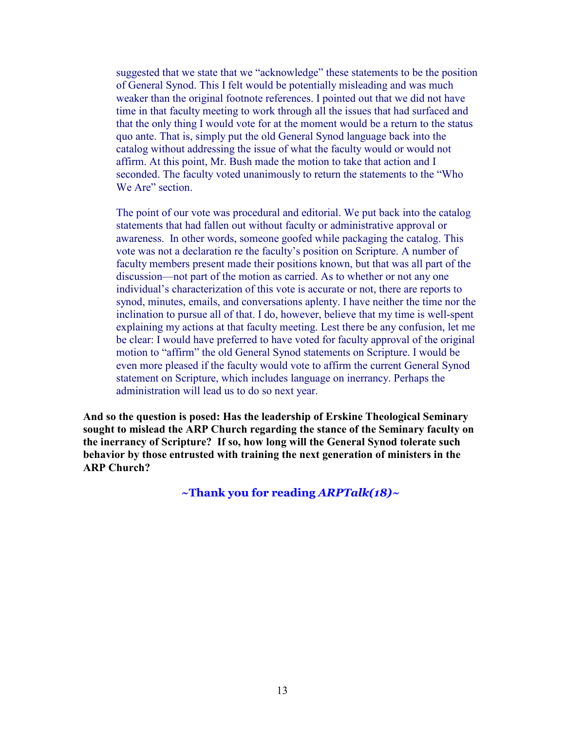> suggested that we state that we "acknowledge" these statements to be the position of General Synod. This I felt would be potentially misleading and was much weaker than the original footnote references. I pointed out that we did not have time in that faculty meeting to work through all the issues that had surfaced and that the only thing I would vote for at the moment would be a return to the status quo ante. That is, simply put the old General Synod language back into the catalog without addressing the issue of what the faculty would or would not affirm. At this point, Mr. Bush made the motion to take that action and I seconded. The faculty voted unanimously to return the statements to the "Who We Are" section.
>
> The point of our vote was procedural and editorial. We put back into the catalog statements that had fallen out without faculty or administrative approval or awareness. In other words, someone goofed while packaging the catalog. This vote was not a declaration re the faculty's position on Scripture. A number of faculty members present made their positions known, but that was all part of the discussion—not part of the motion as carried. As to whether or not any one individual's characterization of this vote is accurate or not, there are reports to synod, minutes, emails, and conversations aplenty. I have neither the time nor the inclination to pursue all of that. I do, however, believe that my time is well-spent explaining my actions at that faculty meeting. Lest there be any confusion, let me be clear: I would have preferred to have voted for faculty approval of the original motion to "affirm" the old General Synod statements on Scripture. I would be even more pleased if the faculty would vote to affirm the current General Synod statement on Scripture, which includes language on inerrancy. Perhaps the administration will lead us to do so next year.

**And so the question is posed: Has the leadership of Erskine Theological Seminary sought to mislead the ARP Church regarding the stance of the Seminary faculty on the inerrancy of Scripture? If so, how long will the General Synod tolerate such behavior by those entrusted with training the next generation of ministers in the ARP Church?**

**~Thank you for reading *ARPTalk(18)*~**